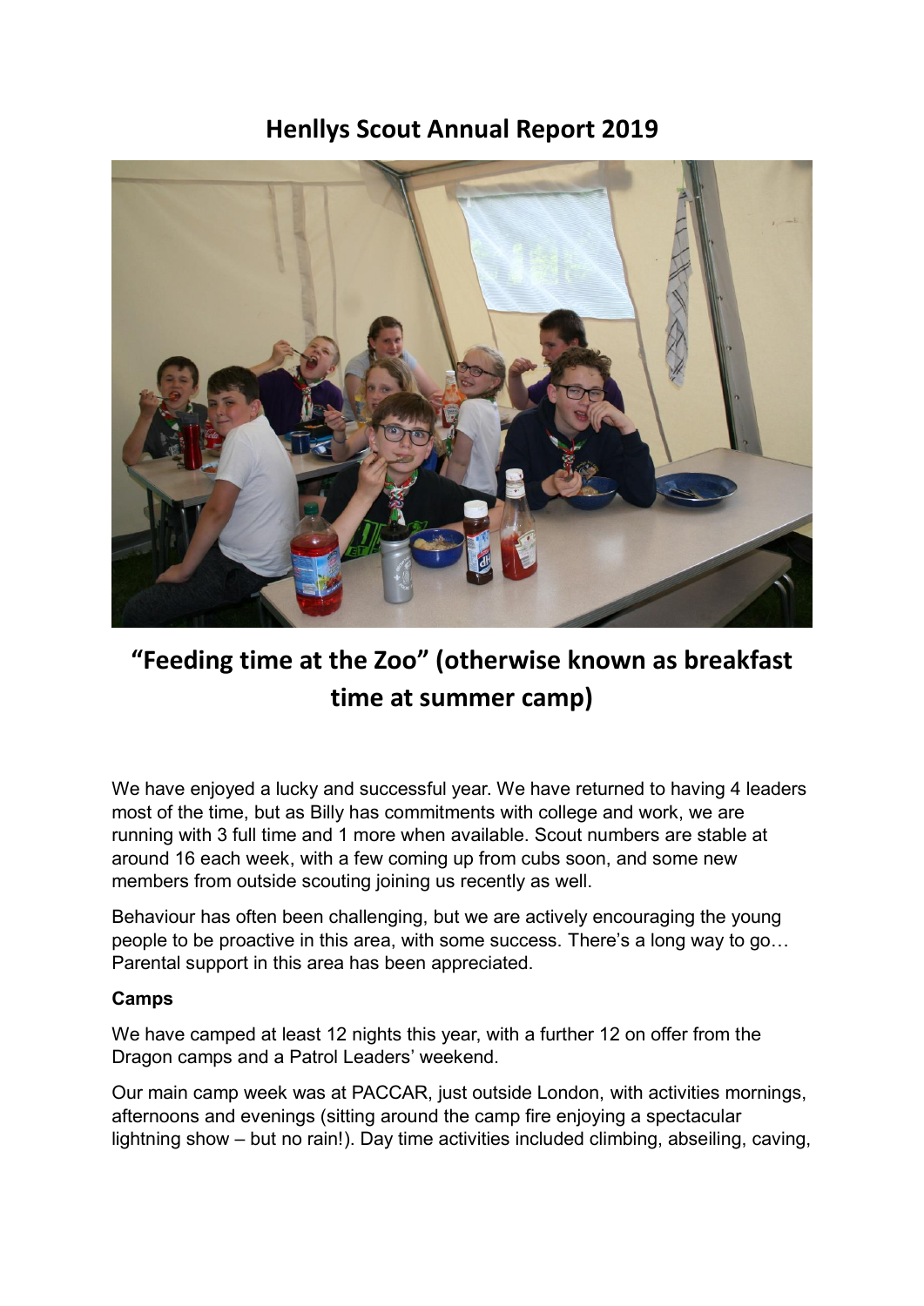# Henllys Scout Annual Report 2019

## "Feeding time at the Zoo" (otherwise known as breakfast time at summer camp)

We have enjoyed a lucky and successful year. We have returned to having 4 leaders most of the time, but as Billy has commitments with college and work, we are running with 3 full time and 1 more when available. Scout numbers are stable at around 16 each week, with a few coming up from cubs soon, and some new members from outside scouting joining us recently as well.

Behaviour has often been challenging, but we are actively encouraging the young people to be proactive in this area, with some success. There's a long way to go… Parental support in this area has been appreciated.

**Camps**

We have camped at least 12 nights this year, with a further 12 on offer from the Dragon camps and a Patrol Leaders' weekend.

Our main camp week was at PACCAR, just outside London, with activities mornings, afternoons and evenings (sitting around the camp fire enjoying a spectacular lightning show – but no rain!). Day time activities included climbing, abseiling, caving,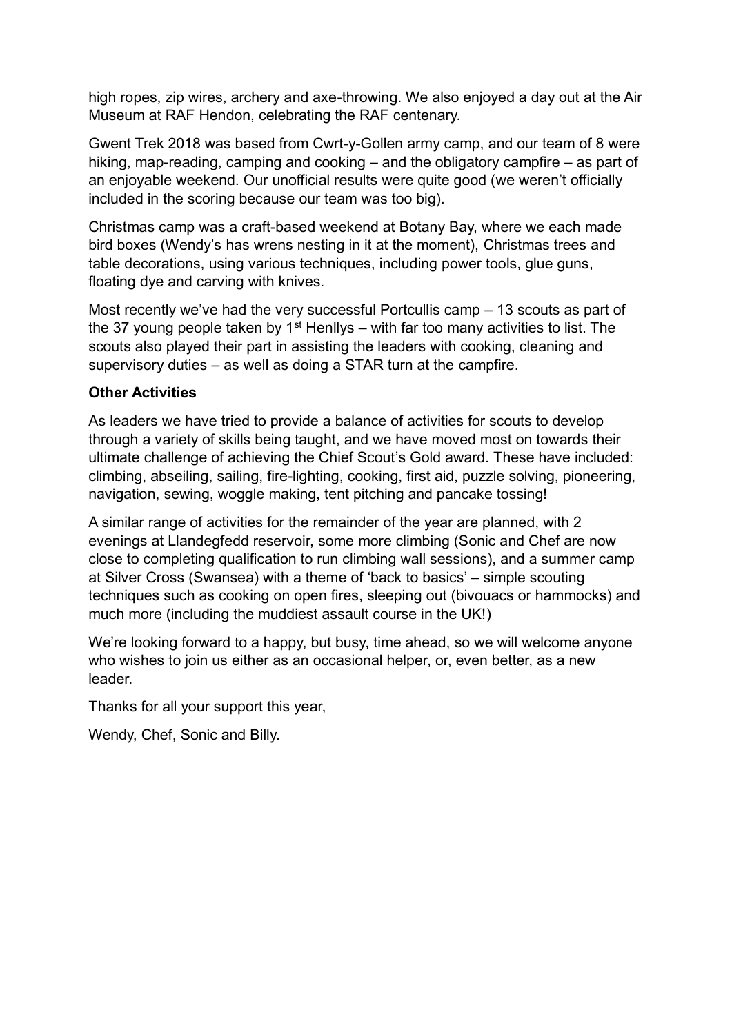high ropes, zip wires, archery and axe-throwing. We also enjoyed a day out at the Air Museum at RAF Hendon, celebrating the RAF centenary.

Gwent Trek 2018 was based from Cwrt-y-Gollen army camp, and our team of 8 were hiking, map-reading, camping and cooking – and the obligatory campfire – as part of an enjoyable weekend. Our unofficial results were quite good (we weren't officially included in the scoring because our team was too big).

Christmas camp was a craft-based weekend at Botany Bay, where we each made bird boxes (Wendy's has wrens nesting in it at the moment), Christmas trees and table decorations, using various techniques, including power tools, glue guns, floating dye and carving with knives.

Most recently we've had the very successful Portcullis camp – 13 scouts as part of the 37 young people taken by 1st Henllys – with far too many activities to list. The scouts also played their part in assisting the leaders with cooking, cleaning and supervisory duties – as well as doing a STAR turn at the campfire.

**Other Activities**

As leaders we have tried to provide a balance of activities for scouts to develop through a variety of skills being taught, and we have moved most on towards their ultimate challenge of achieving the Chief Scout's Gold award. These have included: climbing, abseiling, sailing, fire-lighting, cooking, first aid, puzzle solving, pioneering, navigation, sewing, woggle making, tent pitching and pancake tossing!

A similar range of activities for the remainder of the year are planned, with 2 evenings at Llandegfedd reservoir, some more climbing (Sonic and Chef are now close to completing qualification to run climbing wall sessions), and a summer camp at Silver Cross (Swansea) with a theme of 'back to basics' – simple scouting techniques such as cooking on open fires, sleeping out (bivouacs or hammocks) and much more (including the muddiest assault course in the UK!)

We're looking forward to a happy, but busy, time ahead, so we will welcome anyone who wishes to join us either as an occasional helper, or, even better, as a new leader.

Thanks for all your support this year,

Wendy, Chef, Sonic and Billy.